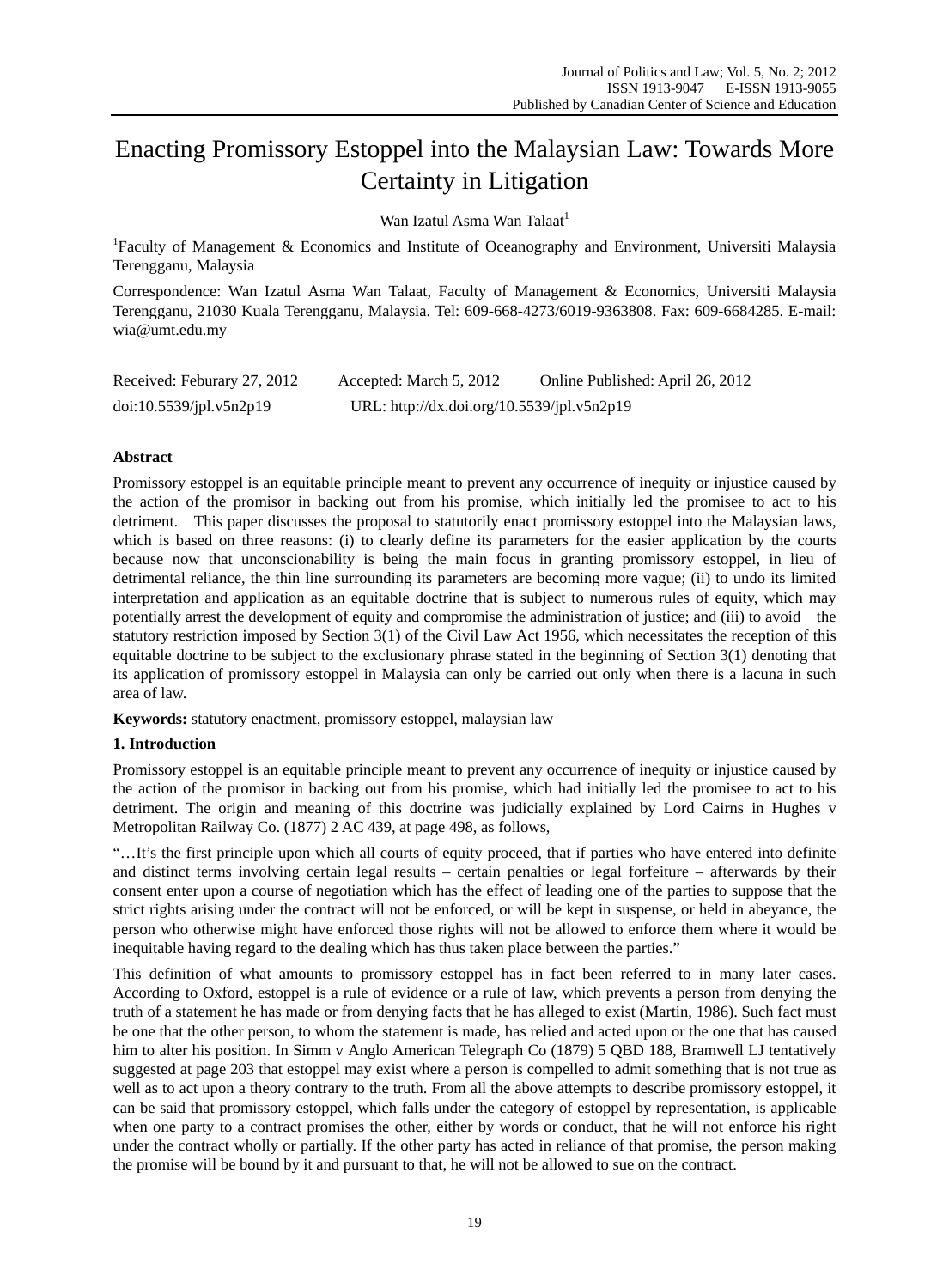# Enacting Promissory Estoppel into the Malaysian Law: Towards More Certainty in Litigation

Wan Izatul Asma Wan Talaat[1]

[1]Faculty of Management & Economics and Institute of Oceanography and Environment, Universiti Malaysia Terengganu, Malaysia

Correspondence: Wan Izatul Asma Wan Talaat, Faculty of Management & Economics, Universiti Malaysia Terengganu, 21030 Kuala Terengganu, Malaysia. Tel: 609-668-4273/6019-9363808. Fax: 609-6684285. E-mail: wia@umt.edu.my

Received: Feburary 27, 2012 Accepted: March 5, 2012 Online Published: April 26, 2012

doi:10.5539/jpl.v5n2p19 URL: http://dx.doi.org/10.5539/jpl.v5n2p19

**Abstract**

Promissory estoppel is an equitable principle meant to prevent any occurrence of inequity or injustice caused by the action of the promisor in backing out from his promise, which initially led the promisee to act to his detriment. This paper discusses the proposal to statutorily enact promissory estoppel into the Malaysian laws, which is based on three reasons: (i) to clearly define its parameters for the easier application by the courts because now that unconscionability is being the main focus in granting promissory estoppel, in lieu of detrimental reliance, the thin line surrounding its parameters are becoming more vague; (ii) to undo its limited interpretation and application as an equitable doctrine that is subject to numerous rules of equity, which may potentially arrest the development of equity and compromise the administration of justice; and (iii) to avoid the statutory restriction imposed by Section 3(1) of the Civil Law Act 1956, which necessitates the reception of this equitable doctrine to be subject to the exclusionary phrase stated in the beginning of Section 3(1) denoting that its application of promissory estoppel in Malaysia can only be carried out only when there is a lacuna in such area of law.

**Keywords:** statutory enactment, promissory estoppel, malaysian law

## 1. Introduction

Promissory estoppel is an equitable principle meant to prevent any occurrence of inequity or injustice caused by the action of the promisor in backing out from his promise, which had initially led the promisee to act to his detriment. The origin and meaning of this doctrine was judicially explained by Lord Cairns in Hughes v Metropolitan Railway Co. (1877) 2 AC 439, at page 498, as follows,

"…It's the first principle upon which all courts of equity proceed, that if parties who have entered into definite and distinct terms involving certain legal results – certain penalties or legal forfeiture – afterwards by their consent enter upon a course of negotiation which has the effect of leading one of the parties to suppose that the strict rights arising under the contract will not be enforced, or will be kept in suspense, or held in abeyance, the person who otherwise might have enforced those rights will not be allowed to enforce them where it would be inequitable having regard to the dealing which has thus taken place between the parties."

This definition of what amounts to promissory estoppel has in fact been referred to in many later cases. According to Oxford, estoppel is a rule of evidence or a rule of law, which prevents a person from denying the truth of a statement he has made or from denying facts that he has alleged to exist (Martin, 1986). Such fact must be one that the other person, to whom the statement is made, has relied and acted upon or the one that has caused him to alter his position. In Simm v Anglo American Telegraph Co (1879) 5 QBD 188, Bramwell LJ tentatively suggested at page 203 that estoppel may exist where a person is compelled to admit something that is not true as well as to act upon a theory contrary to the truth. From all the above attempts to describe promissory estoppel, it can be said that promissory estoppel, which falls under the category of estoppel by representation, is applicable when one party to a contract promises the other, either by words or conduct, that he will not enforce his right under the contract wholly or partially. If the other party has acted in reliance of that promise, the person making the promise will be bound by it and pursuant to that, he will not be allowed to sue on the contract.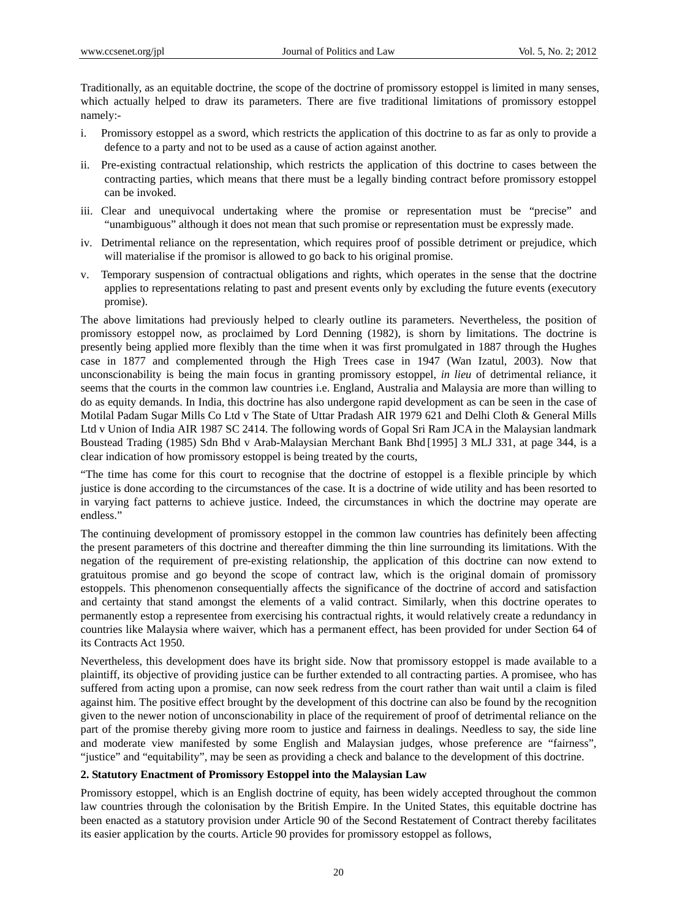Traditionally, as an equitable doctrine, the scope of the doctrine of promissory estoppel is limited in many senses, which actually helped to draw its parameters. There are five traditional limitations of promissory estoppel namely:-

i. Promissory estoppel as a sword, which restricts the application of this doctrine to as far as only to provide a defence to a party and not to be used as a cause of action against another.

ii. Pre-existing contractual relationship, which restricts the application of this doctrine to cases between the contracting parties, which means that there must be a legally binding contract before promissory estoppel can be invoked.

iii. Clear and unequivocal undertaking where the promise or representation must be "precise" and "unambiguous" although it does not mean that such promise or representation must be expressly made.

iv. Detrimental reliance on the representation, which requires proof of possible detriment or prejudice, which will materialise if the promisor is allowed to go back to his original promise.

v. Temporary suspension of contractual obligations and rights, which operates in the sense that the doctrine applies to representations relating to past and present events only by excluding the future events (executory promise).

The above limitations had previously helped to clearly outline its parameters. Nevertheless, the position of promissory estoppel now, as proclaimed by Lord Denning (1982), is shorn by limitations. The doctrine is presently being applied more flexibly than the time when it was first promulgated in 1887 through the Hughes case in 1877 and complemented through the High Trees case in 1947 (Wan Izatul, 2003). Now that unconscionability is being the main focus in granting promissory estoppel, *in lieu* of detrimental reliance, it seems that the courts in the common law countries i.e. England, Australia and Malaysia are more than willing to do as equity demands. In India, this doctrine has also undergone rapid development as can be seen in the case of Motilal Padam Sugar Mills Co Ltd v The State of Uttar Pradash AIR 1979 621 and Delhi Cloth & General Mills Ltd v Union of India AIR 1987 SC 2414. The following words of Gopal Sri Ram JCA in the Malaysian landmark Boustead Trading (1985) Sdn Bhd v Arab-Malaysian Merchant Bank Bhd [1995] 3 MLJ 331, at page 344, is a clear indication of how promissory estoppel is being treated by the courts,

"The time has come for this court to recognise that the doctrine of estoppel is a flexible principle by which justice is done according to the circumstances of the case. It is a doctrine of wide utility and has been resorted to in varying fact patterns to achieve justice. Indeed, the circumstances in which the doctrine may operate are endless."

The continuing development of promissory estoppel in the common law countries has definitely been affecting the present parameters of this doctrine and thereafter dimming the thin line surrounding its limitations. With the negation of the requirement of pre-existing relationship, the application of this doctrine can now extend to gratuitous promise and go beyond the scope of contract law, which is the original domain of promissory estoppels. This phenomenon consequentially affects the significance of the doctrine of accord and satisfaction and certainty that stand amongst the elements of a valid contract. Similarly, when this doctrine operates to permanently estop a representee from exercising his contractual rights, it would relatively create a redundancy in countries like Malaysia where waiver, which has a permanent effect, has been provided for under Section 64 of its Contracts Act 1950.

Nevertheless, this development does have its bright side. Now that promissory estoppel is made available to a plaintiff, its objective of providing justice can be further extended to all contracting parties. A promisee, who has suffered from acting upon a promise, can now seek redress from the court rather than wait until a claim is filed against him. The positive effect brought by the development of this doctrine can also be found by the recognition given to the newer notion of unconscionability in place of the requirement of proof of detrimental reliance on the part of the promise thereby giving more room to justice and fairness in dealings. Needless to say, the side line and moderate view manifested by some English and Malaysian judges, whose preference are "fairness", "justice" and "equitability", may be seen as providing a check and balance to the development of this doctrine.

## 2. Statutory Enactment of Promissory Estoppel into the Malaysian Law

Promissory estoppel, which is an English doctrine of equity, has been widely accepted throughout the common law countries through the colonisation by the British Empire. In the United States, this equitable doctrine has been enacted as a statutory provision under Article 90 of the Second Restatement of Contract thereby facilitates its easier application by the courts. Article 90 provides for promissory estoppel as follows,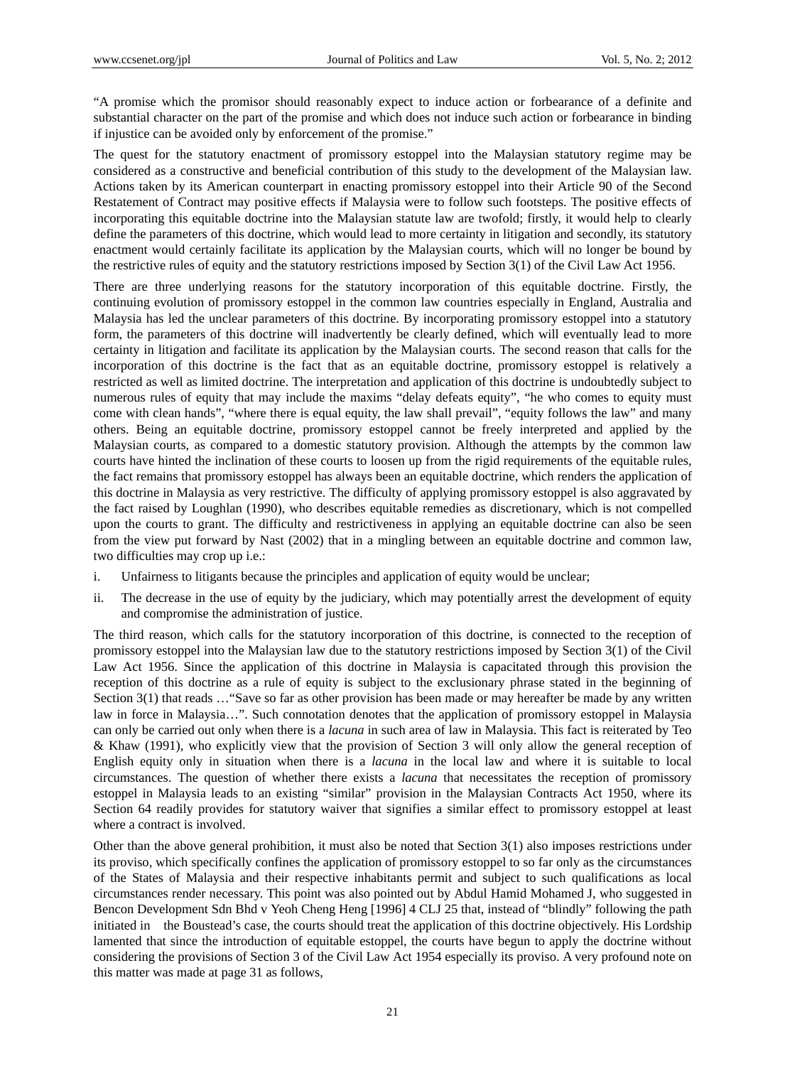"A promise which the promisor should reasonably expect to induce action or forbearance of a definite and substantial character on the part of the promise and which does not induce such action or forbearance in binding if injustice can be avoided only by enforcement of the promise."

The quest for the statutory enactment of promissory estoppel into the Malaysian statutory regime may be considered as a constructive and beneficial contribution of this study to the development of the Malaysian law. Actions taken by its American counterpart in enacting promissory estoppel into their Article 90 of the Second Restatement of Contract may positive effects if Malaysia were to follow such footsteps. The positive effects of incorporating this equitable doctrine into the Malaysian statute law are twofold; firstly, it would help to clearly define the parameters of this doctrine, which would lead to more certainty in litigation and secondly, its statutory enactment would certainly facilitate its application by the Malaysian courts, which will no longer be bound by the restrictive rules of equity and the statutory restrictions imposed by Section 3(1) of the Civil Law Act 1956.

There are three underlying reasons for the statutory incorporation of this equitable doctrine. Firstly, the continuing evolution of promissory estoppel in the common law countries especially in England, Australia and Malaysia has led the unclear parameters of this doctrine. By incorporating promissory estoppel into a statutory form, the parameters of this doctrine will inadvertently be clearly defined, which will eventually lead to more certainty in litigation and facilitate its application by the Malaysian courts. The second reason that calls for the incorporation of this doctrine is the fact that as an equitable doctrine, promissory estoppel is relatively a restricted as well as limited doctrine. The interpretation and application of this doctrine is undoubtedly subject to numerous rules of equity that may include the maxims "delay defeats equity", "he who comes to equity must come with clean hands", "where there is equal equity, the law shall prevail", "equity follows the law" and many others. Being an equitable doctrine, promissory estoppel cannot be freely interpreted and applied by the Malaysian courts, as compared to a domestic statutory provision. Although the attempts by the common law courts have hinted the inclination of these courts to loosen up from the rigid requirements of the equitable rules, the fact remains that promissory estoppel has always been an equitable doctrine, which renders the application of this doctrine in Malaysia as very restrictive. The difficulty of applying promissory estoppel is also aggravated by the fact raised by Loughlan (1990), who describes equitable remedies as discretionary, which is not compelled upon the courts to grant. The difficulty and restrictiveness in applying an equitable doctrine can also be seen from the view put forward by Nast (2002) that in a mingling between an equitable doctrine and common law, two difficulties may crop up i.e.:

i. Unfairness to litigants because the principles and application of equity would be unclear;

ii. The decrease in the use of equity by the judiciary, which may potentially arrest the development of equity and compromise the administration of justice.

The third reason, which calls for the statutory incorporation of this doctrine, is connected to the reception of promissory estoppel into the Malaysian law due to the statutory restrictions imposed by Section 3(1) of the Civil Law Act 1956. Since the application of this doctrine in Malaysia is capacitated through this provision the reception of this doctrine as a rule of equity is subject to the exclusionary phrase stated in the beginning of Section 3(1) that reads …"Save so far as other provision has been made or may hereafter be made by any written law in force in Malaysia…". Such connotation denotes that the application of promissory estoppel in Malaysia can only be carried out only when there is a *lacuna* in such area of law in Malaysia. This fact is reiterated by Teo & Khaw (1991), who explicitly view that the provision of Section 3 will only allow the general reception of English equity only in situation when there is a *lacuna* in the local law and where it is suitable to local circumstances. The question of whether there exists a *lacuna* that necessitates the reception of promissory estoppel in Malaysia leads to an existing "similar" provision in the Malaysian Contracts Act 1950, where its Section 64 readily provides for statutory waiver that signifies a similar effect to promissory estoppel at least where a contract is involved.

Other than the above general prohibition, it must also be noted that Section 3(1) also imposes restrictions under its proviso, which specifically confines the application of promissory estoppel to so far only as the circumstances of the States of Malaysia and their respective inhabitants permit and subject to such qualifications as local circumstances render necessary. This point was also pointed out by Abdul Hamid Mohamed J, who suggested in Bencon Development Sdn Bhd v Yeoh Cheng Heng [1996] 4 CLJ 25 that, instead of "blindly" following the path initiated in the Boustead's case, the courts should treat the application of this doctrine objectively. His Lordship lamented that since the introduction of equitable estoppel, the courts have begun to apply the doctrine without considering the provisions of Section 3 of the Civil Law Act 1954 especially its proviso. A very profound note on this matter was made at page 31 as follows,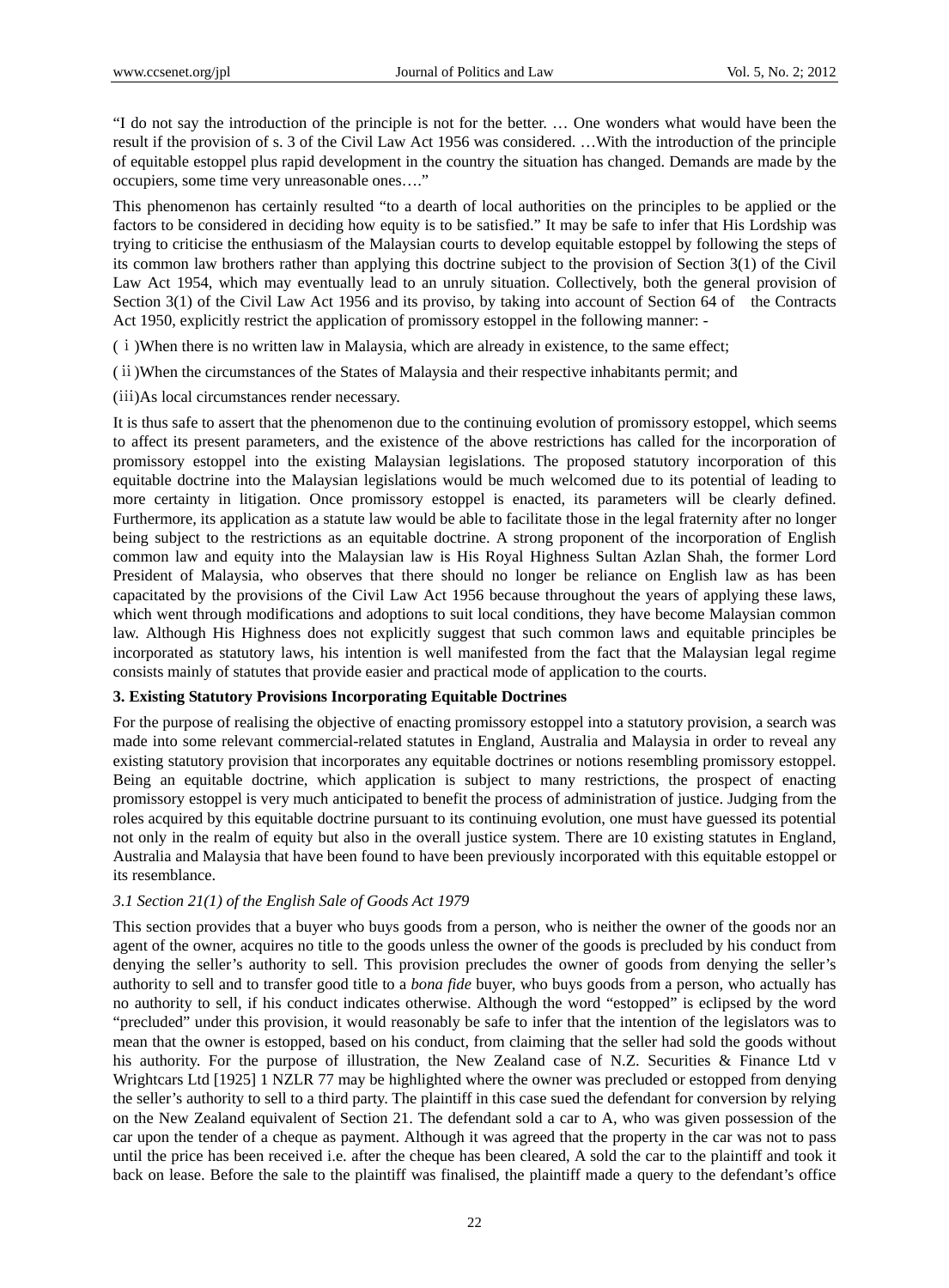"I do not say the introduction of the principle is not for the better. … One wonders what would have been the result if the provision of s. 3 of the Civil Law Act 1956 was considered. …With the introduction of the principle of equitable estoppel plus rapid development in the country the situation has changed. Demands are made by the occupiers, some time very unreasonable ones…."

This phenomenon has certainly resulted "to a dearth of local authorities on the principles to be applied or the factors to be considered in deciding how equity is to be satisfied." It may be safe to infer that His Lordship was trying to criticise the enthusiasm of the Malaysian courts to develop equitable estoppel by following the steps of its common law brothers rather than applying this doctrine subject to the provision of Section 3(1) of the Civil Law Act 1954, which may eventually lead to an unruly situation. Collectively, both the general provision of Section 3(1) of the Civil Law Act 1956 and its proviso, by taking into account of Section 64 of the Contracts Act 1950, explicitly restrict the application of promissory estoppel in the following manner: -

(ⅰ)When there is no written law in Malaysia, which are already in existence, to the same effect;

(ⅱ)When the circumstances of the States of Malaysia and their respective inhabitants permit; and

(iii)As local circumstances render necessary.

It is thus safe to assert that the phenomenon due to the continuing evolution of promissory estoppel, which seems to affect its present parameters, and the existence of the above restrictions has called for the incorporation of promissory estoppel into the existing Malaysian legislations. The proposed statutory incorporation of this equitable doctrine into the Malaysian legislations would be much welcomed due to its potential of leading to more certainty in litigation. Once promissory estoppel is enacted, its parameters will be clearly defined. Furthermore, its application as a statute law would be able to facilitate those in the legal fraternity after no longer being subject to the restrictions as an equitable doctrine. A strong proponent of the incorporation of English common law and equity into the Malaysian law is His Royal Highness Sultan Azlan Shah, the former Lord President of Malaysia, who observes that there should no longer be reliance on English law as has been capacitated by the provisions of the Civil Law Act 1956 because throughout the years of applying these laws, which went through modifications and adoptions to suit local conditions, they have become Malaysian common law. Although His Highness does not explicitly suggest that such common laws and equitable principles be incorporated as statutory laws, his intention is well manifested from the fact that the Malaysian legal regime consists mainly of statutes that provide easier and practical mode of application to the courts.

## 3. Existing Statutory Provisions Incorporating Equitable Doctrines

For the purpose of realising the objective of enacting promissory estoppel into a statutory provision, a search was made into some relevant commercial-related statutes in England, Australia and Malaysia in order to reveal any existing statutory provision that incorporates any equitable doctrines or notions resembling promissory estoppel. Being an equitable doctrine, which application is subject to many restrictions, the prospect of enacting promissory estoppel is very much anticipated to benefit the process of administration of justice. Judging from the roles acquired by this equitable doctrine pursuant to its continuing evolution, one must have guessed its potential not only in the realm of equity but also in the overall justice system. There are 10 existing statutes in England, Australia and Malaysia that have been found to have been previously incorporated with this equitable estoppel or its resemblance.

### *3.1 Section 21(1) of the English Sale of Goods Act 1979*

This section provides that a buyer who buys goods from a person, who is neither the owner of the goods nor an agent of the owner, acquires no title to the goods unless the owner of the goods is precluded by his conduct from denying the seller's authority to sell. This provision precludes the owner of goods from denying the seller's authority to sell and to transfer good title to a *bona fide* buyer, who buys goods from a person, who actually has no authority to sell, if his conduct indicates otherwise. Although the word "estopped" is eclipsed by the word "precluded" under this provision, it would reasonably be safe to infer that the intention of the legislators was to mean that the owner is estopped, based on his conduct, from claiming that the seller had sold the goods without his authority. For the purpose of illustration, the New Zealand case of N.Z. Securities & Finance Ltd v Wrightcars Ltd [1925] 1 NZLR 77 may be highlighted where the owner was precluded or estopped from denying the seller's authority to sell to a third party. The plaintiff in this case sued the defendant for conversion by relying on the New Zealand equivalent of Section 21. The defendant sold a car to A, who was given possession of the car upon the tender of a cheque as payment. Although it was agreed that the property in the car was not to pass until the price has been received i.e. after the cheque has been cleared, A sold the car to the plaintiff and took it back on lease. Before the sale to the plaintiff was finalised, the plaintiff made a query to the defendant's office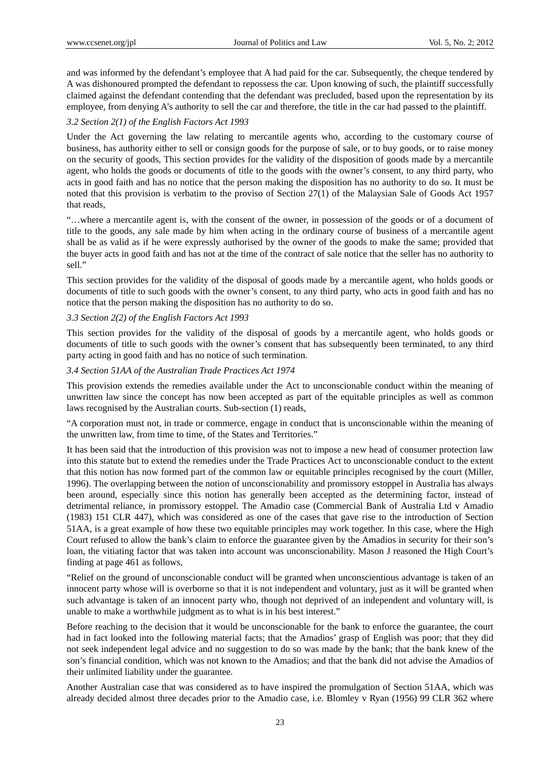and was informed by the defendant's employee that A had paid for the car. Subsequently, the cheque tendered by A was dishonoured prompted the defendant to repossess the car. Upon knowing of such, the plaintiff successfully claimed against the defendant contending that the defendant was precluded, based upon the representation by its employee, from denying A's authority to sell the car and therefore, the title in the car had passed to the plaintiff.

### *3.2 Section 2(1) of the English Factors Act 1993*

Under the Act governing the law relating to mercantile agents who, according to the customary course of business, has authority either to sell or consign goods for the purpose of sale, or to buy goods, or to raise money on the security of goods, This section provides for the validity of the disposition of goods made by a mercantile agent, who holds the goods or documents of title to the goods with the owner's consent, to any third party, who acts in good faith and has no notice that the person making the disposition has no authority to do so. It must be noted that this provision is verbatim to the proviso of Section 27(1) of the Malaysian Sale of Goods Act 1957 that reads,

"…where a mercantile agent is, with the consent of the owner, in possession of the goods or of a document of title to the goods, any sale made by him when acting in the ordinary course of business of a mercantile agent shall be as valid as if he were expressly authorised by the owner of the goods to make the same; provided that the buyer acts in good faith and has not at the time of the contract of sale notice that the seller has no authority to sell."

This section provides for the validity of the disposal of goods made by a mercantile agent, who holds goods or documents of title to such goods with the owner's consent, to any third party, who acts in good faith and has no notice that the person making the disposition has no authority to do so.

### *3.3 Section 2(2) of the English Factors Act 1993*

This section provides for the validity of the disposal of goods by a mercantile agent, who holds goods or documents of title to such goods with the owner's consent that has subsequently been terminated, to any third party acting in good faith and has no notice of such termination.

### *3.4 Section 51AA of the Australian Trade Practices Act 1974*

This provision extends the remedies available under the Act to unconscionable conduct within the meaning of unwritten law since the concept has now been accepted as part of the equitable principles as well as common laws recognised by the Australian courts. Sub-section (1) reads,

"A corporation must not, in trade or commerce, engage in conduct that is unconscionable within the meaning of the unwritten law, from time to time, of the States and Territories."

It has been said that the introduction of this provision was not to impose a new head of consumer protection law into this statute but to extend the remedies under the Trade Practices Act to unconscionable conduct to the extent that this notion has now formed part of the common law or equitable principles recognised by the court (Miller, 1996). The overlapping between the notion of unconscionability and promissory estoppel in Australia has always been around, especially since this notion has generally been accepted as the determining factor, instead of detrimental reliance, in promissory estoppel. The Amadio case (Commercial Bank of Australia Ltd v Amadio (1983) 151 CLR 447), which was considered as one of the cases that gave rise to the introduction of Section 51AA, is a great example of how these two equitable principles may work together. In this case, where the High Court refused to allow the bank's claim to enforce the guarantee given by the Amadios in security for their son's loan, the vitiating factor that was taken into account was unconscionability. Mason J reasoned the High Court's finding at page 461 as follows,

"Relief on the ground of unconscionable conduct will be granted when unconscientious advantage is taken of an innocent party whose will is overborne so that it is not independent and voluntary, just as it will be granted when such advantage is taken of an innocent party who, though not deprived of an independent and voluntary will, is unable to make a worthwhile judgment as to what is in his best interest."

Before reaching to the decision that it would be unconscionable for the bank to enforce the guarantee, the court had in fact looked into the following material facts; that the Amadios' grasp of English was poor; that they did not seek independent legal advice and no suggestion to do so was made by the bank; that the bank knew of the son's financial condition, which was not known to the Amadios; and that the bank did not advise the Amadios of their unlimited liability under the guarantee.

Another Australian case that was considered as to have inspired the promulgation of Section 51AA, which was already decided almost three decades prior to the Amadio case, i.e. Blomley v Ryan (1956) 99 CLR 362 where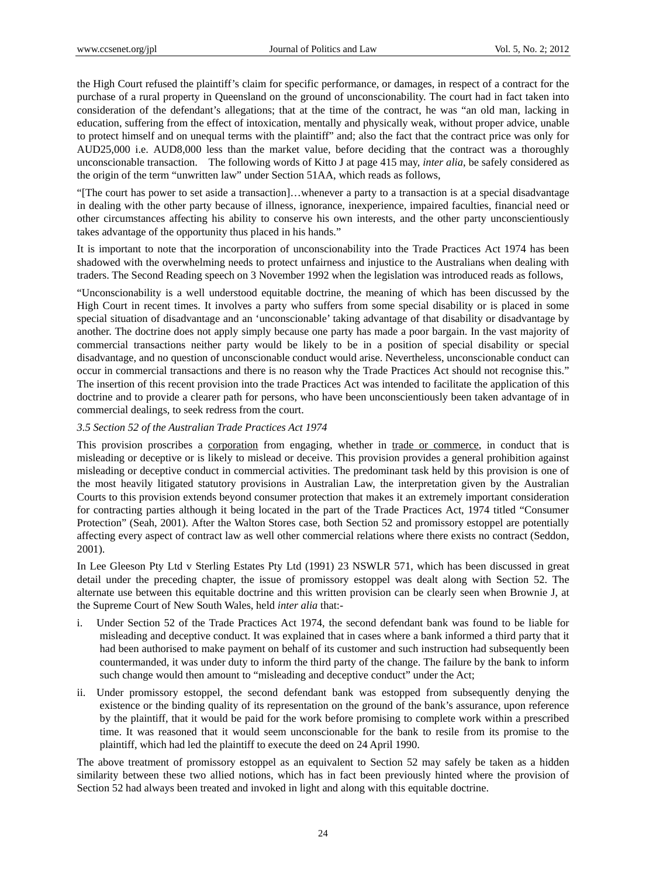the High Court refused the plaintiff's claim for specific performance, or damages, in respect of a contract for the purchase of a rural property in Queensland on the ground of unconscionability. The court had in fact taken into consideration of the defendant's allegations; that at the time of the contract, he was "an old man, lacking in education, suffering from the effect of intoxication, mentally and physically weak, without proper advice, unable to protect himself and on unequal terms with the plaintiff" and; also the fact that the contract price was only for AUD25,000 i.e. AUD8,000 less than the market value, before deciding that the contract was a thoroughly unconscionable transaction. The following words of Kitto J at page 415 may, *inter alia*, be safely considered as the origin of the term "unwritten law" under Section 51AA, which reads as follows,

"[The court has power to set aside a transaction]…whenever a party to a transaction is at a special disadvantage in dealing with the other party because of illness, ignorance, inexperience, impaired faculties, financial need or other circumstances affecting his ability to conserve his own interests, and the other party unconscientiously takes advantage of the opportunity thus placed in his hands."

It is important to note that the incorporation of unconscionability into the Trade Practices Act 1974 has been shadowed with the overwhelming needs to protect unfairness and injustice to the Australians when dealing with traders. The Second Reading speech on 3 November 1992 when the legislation was introduced reads as follows,

"Unconscionability is a well understood equitable doctrine, the meaning of which has been discussed by the High Court in recent times. It involves a party who suffers from some special disability or is placed in some special situation of disadvantage and an 'unconscionable' taking advantage of that disability or disadvantage by another. The doctrine does not apply simply because one party has made a poor bargain. In the vast majority of commercial transactions neither party would be likely to be in a position of special disability or special disadvantage, and no question of unconscionable conduct would arise. Nevertheless, unconscionable conduct can occur in commercial transactions and there is no reason why the Trade Practices Act should not recognise this." The insertion of this recent provision into the trade Practices Act was intended to facilitate the application of this doctrine and to provide a clearer path for persons, who have been unconscientiously been taken advantage of in commercial dealings, to seek redress from the court.

### *3.5 Section 52 of the Australian Trade Practices Act 1974*

This provision proscribes a corporation from engaging, whether in trade or commerce, in conduct that is misleading or deceptive or is likely to mislead or deceive. This provision provides a general prohibition against misleading or deceptive conduct in commercial activities. The predominant task held by this provision is one of the most heavily litigated statutory provisions in Australian Law, the interpretation given by the Australian Courts to this provision extends beyond consumer protection that makes it an extremely important consideration for contracting parties although it being located in the part of the Trade Practices Act, 1974 titled "Consumer Protection" (Seah, 2001). After the Walton Stores case, both Section 52 and promissory estoppel are potentially affecting every aspect of contract law as well other commercial relations where there exists no contract (Seddon, 2001).

In Lee Gleeson Pty Ltd v Sterling Estates Pty Ltd (1991) 23 NSWLR 571, which has been discussed in great detail under the preceding chapter, the issue of promissory estoppel was dealt along with Section 52. The alternate use between this equitable doctrine and this written provision can be clearly seen when Brownie J, at the Supreme Court of New South Wales, held *inter alia* that:-

i. Under Section 52 of the Trade Practices Act 1974, the second defendant bank was found to be liable for misleading and deceptive conduct. It was explained that in cases where a bank informed a third party that it had been authorised to make payment on behalf of its customer and such instruction had subsequently been countermanded, it was under duty to inform the third party of the change. The failure by the bank to inform such change would then amount to "misleading and deceptive conduct" under the Act;

ii. Under promissory estoppel, the second defendant bank was estopped from subsequently denying the existence or the binding quality of its representation on the ground of the bank's assurance, upon reference by the plaintiff, that it would be paid for the work before promising to complete work within a prescribed time. It was reasoned that it would seem unconscionable for the bank to resile from its promise to the plaintiff, which had led the plaintiff to execute the deed on 24 April 1990.

The above treatment of promissory estoppel as an equivalent to Section 52 may safely be taken as a hidden similarity between these two allied notions, which has in fact been previously hinted where the provision of Section 52 had always been treated and invoked in light and along with this equitable doctrine.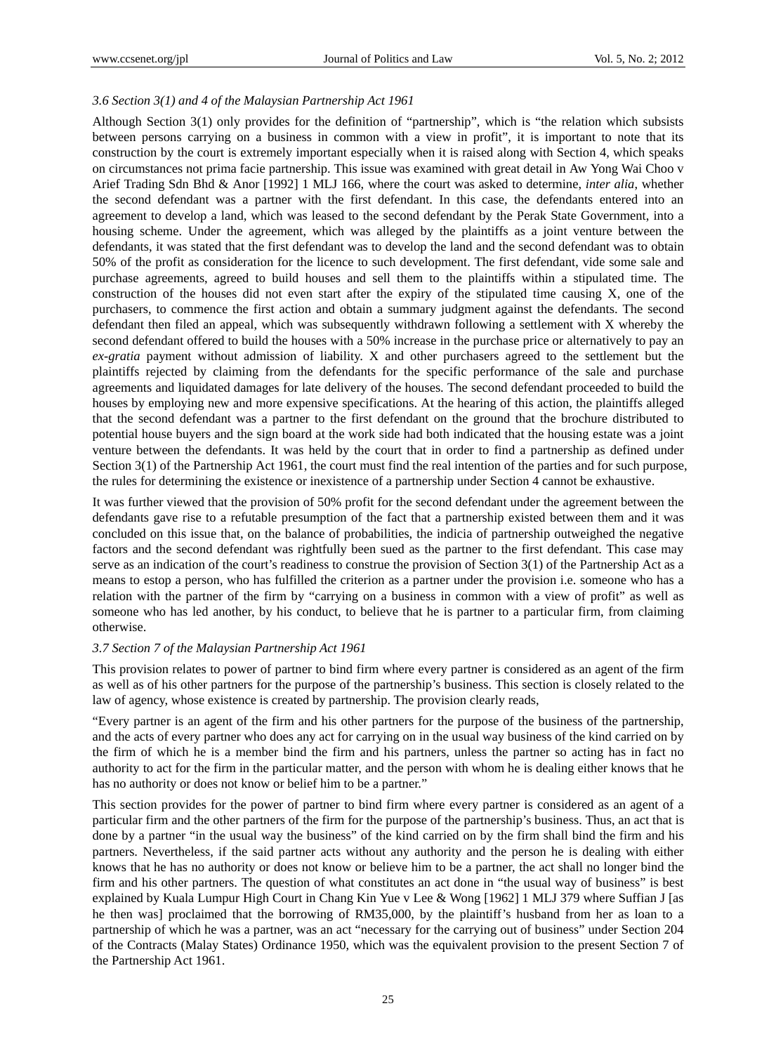*3.6 Section 3(1) and 4 of the Malaysian Partnership Act 1961*

Although Section 3(1) only provides for the definition of "partnership", which is "the relation which subsists between persons carrying on a business in common with a view in profit", it is important to note that its construction by the court is extremely important especially when it is raised along with Section 4, which speaks on circumstances not prima facie partnership. This issue was examined with great detail in Aw Yong Wai Choo v Arief Trading Sdn Bhd & Anor [1992] 1 MLJ 166, where the court was asked to determine, *inter alia*, whether the second defendant was a partner with the first defendant. In this case, the defendants entered into an agreement to develop a land, which was leased to the second defendant by the Perak State Government, into a housing scheme. Under the agreement, which was alleged by the plaintiffs as a joint venture between the defendants, it was stated that the first defendant was to develop the land and the second defendant was to obtain 50% of the profit as consideration for the licence to such development. The first defendant, vide some sale and purchase agreements, agreed to build houses and sell them to the plaintiffs within a stipulated time. The construction of the houses did not even start after the expiry of the stipulated time causing X, one of the purchasers, to commence the first action and obtain a summary judgment against the defendants. The second defendant then filed an appeal, which was subsequently withdrawn following a settlement with X whereby the second defendant offered to build the houses with a 50% increase in the purchase price or alternatively to pay an *ex-gratia* payment without admission of liability. X and other purchasers agreed to the settlement but the plaintiffs rejected by claiming from the defendants for the specific performance of the sale and purchase agreements and liquidated damages for late delivery of the houses. The second defendant proceeded to build the houses by employing new and more expensive specifications. At the hearing of this action, the plaintiffs alleged that the second defendant was a partner to the first defendant on the ground that the brochure distributed to potential house buyers and the sign board at the work side had both indicated that the housing estate was a joint venture between the defendants. It was held by the court that in order to find a partnership as defined under Section 3(1) of the Partnership Act 1961, the court must find the real intention of the parties and for such purpose, the rules for determining the existence or inexistence of a partnership under Section 4 cannot be exhaustive.

It was further viewed that the provision of 50% profit for the second defendant under the agreement between the defendants gave rise to a refutable presumption of the fact that a partnership existed between them and it was concluded on this issue that, on the balance of probabilities, the indicia of partnership outweighed the negative factors and the second defendant was rightfully been sued as the partner to the first defendant. This case may serve as an indication of the court's readiness to construe the provision of Section 3(1) of the Partnership Act as a means to estop a person, who has fulfilled the criterion as a partner under the provision i.e. someone who has a relation with the partner of the firm by "carrying on a business in common with a view of profit" as well as someone who has led another, by his conduct, to believe that he is partner to a particular firm, from claiming otherwise.

*3.7 Section 7 of the Malaysian Partnership Act 1961*

This provision relates to power of partner to bind firm where every partner is considered as an agent of the firm as well as of his other partners for the purpose of the partnership's business. This section is closely related to the law of agency, whose existence is created by partnership. The provision clearly reads,

"Every partner is an agent of the firm and his other partners for the purpose of the business of the partnership, and the acts of every partner who does any act for carrying on in the usual way business of the kind carried on by the firm of which he is a member bind the firm and his partners, unless the partner so acting has in fact no authority to act for the firm in the particular matter, and the person with whom he is dealing either knows that he has no authority or does not know or belief him to be a partner."

This section provides for the power of partner to bind firm where every partner is considered as an agent of a particular firm and the other partners of the firm for the purpose of the partnership's business. Thus, an act that is done by a partner "in the usual way the business" of the kind carried on by the firm shall bind the firm and his partners. Nevertheless, if the said partner acts without any authority and the person he is dealing with either knows that he has no authority or does not know or believe him to be a partner, the act shall no longer bind the firm and his other partners. The question of what constitutes an act done in "the usual way of business" is best explained by Kuala Lumpur High Court in Chang Kin Yue v Lee & Wong [1962] 1 MLJ 379 where Suffian J [as he then was] proclaimed that the borrowing of RM35,000, by the plaintiff's husband from her as loan to a partnership of which he was a partner, was an act "necessary for the carrying out of business" under Section 204 of the Contracts (Malay States) Ordinance 1950, which was the equivalent provision to the present Section 7 of the Partnership Act 1961.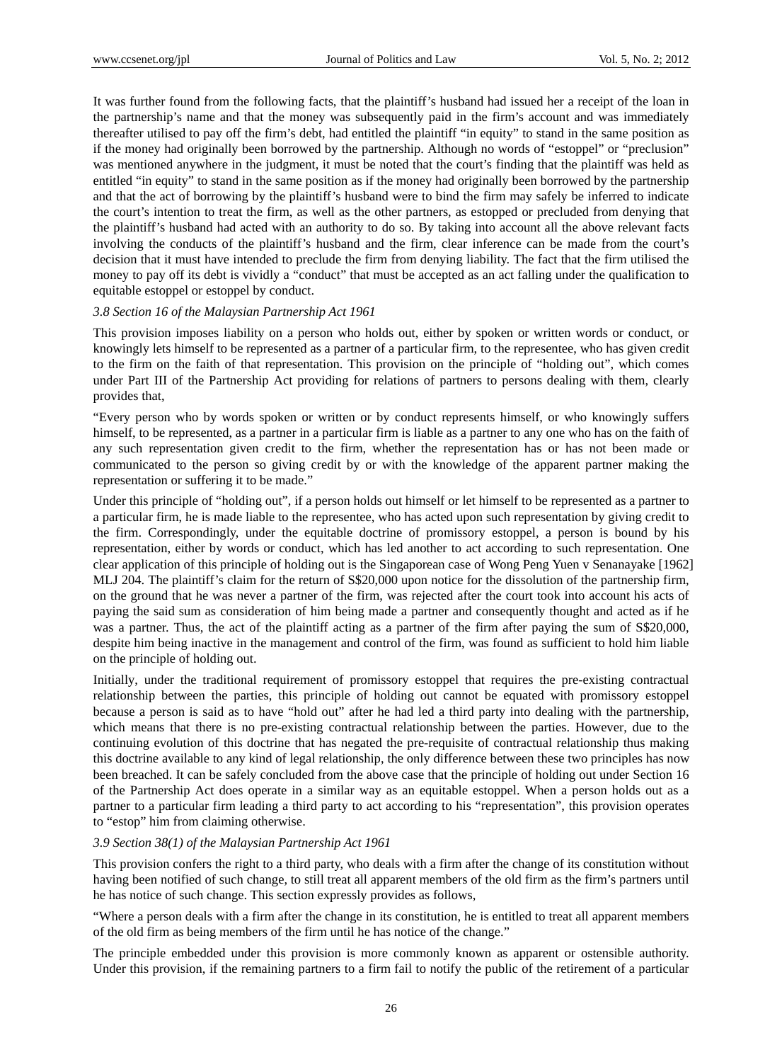It was further found from the following facts, that the plaintiff's husband had issued her a receipt of the loan in the partnership's name and that the money was subsequently paid in the firm's account and was immediately thereafter utilised to pay off the firm's debt, had entitled the plaintiff "in equity" to stand in the same position as if the money had originally been borrowed by the partnership. Although no words of "estoppel" or "preclusion" was mentioned anywhere in the judgment, it must be noted that the court's finding that the plaintiff was held as entitled "in equity" to stand in the same position as if the money had originally been borrowed by the partnership and that the act of borrowing by the plaintiff's husband were to bind the firm may safely be inferred to indicate the court's intention to treat the firm, as well as the other partners, as estopped or precluded from denying that the plaintiff's husband had acted with an authority to do so. By taking into account all the above relevant facts involving the conducts of the plaintiff's husband and the firm, clear inference can be made from the court's decision that it must have intended to preclude the firm from denying liability. The fact that the firm utilised the money to pay off its debt is vividly a "conduct" that must be accepted as an act falling under the qualification to equitable estoppel or estoppel by conduct.

### *3.8 Section 16 of the Malaysian Partnership Act 1961*

This provision imposes liability on a person who holds out, either by spoken or written words or conduct, or knowingly lets himself to be represented as a partner of a particular firm, to the representee, who has given credit to the firm on the faith of that representation. This provision on the principle of "holding out", which comes under Part III of the Partnership Act providing for relations of partners to persons dealing with them, clearly provides that,

"Every person who by words spoken or written or by conduct represents himself, or who knowingly suffers himself, to be represented, as a partner in a particular firm is liable as a partner to any one who has on the faith of any such representation given credit to the firm, whether the representation has or has not been made or communicated to the person so giving credit by or with the knowledge of the apparent partner making the representation or suffering it to be made."

Under this principle of "holding out", if a person holds out himself or let himself to be represented as a partner to a particular firm, he is made liable to the representee, who has acted upon such representation by giving credit to the firm. Correspondingly, under the equitable doctrine of promissory estoppel, a person is bound by his representation, either by words or conduct, which has led another to act according to such representation. One clear application of this principle of holding out is the Singaporean case of Wong Peng Yuen v Senanayake [1962] MLJ 204. The plaintiff's claim for the return of S$20,000 upon notice for the dissolution of the partnership firm, on the ground that he was never a partner of the firm, was rejected after the court took into account his acts of paying the said sum as consideration of him being made a partner and consequently thought and acted as if he was a partner. Thus, the act of the plaintiff acting as a partner of the firm after paying the sum of S$20,000, despite him being inactive in the management and control of the firm, was found as sufficient to hold him liable on the principle of holding out.

Initially, under the traditional requirement of promissory estoppel that requires the pre-existing contractual relationship between the parties, this principle of holding out cannot be equated with promissory estoppel because a person is said as to have "hold out" after he had led a third party into dealing with the partnership, which means that there is no pre-existing contractual relationship between the parties. However, due to the continuing evolution of this doctrine that has negated the pre-requisite of contractual relationship thus making this doctrine available to any kind of legal relationship, the only difference between these two principles has now been breached. It can be safely concluded from the above case that the principle of holding out under Section 16 of the Partnership Act does operate in a similar way as an equitable estoppel. When a person holds out as a partner to a particular firm leading a third party to act according to his "representation", this provision operates to "estop" him from claiming otherwise.

### *3.9 Section 38(1) of the Malaysian Partnership Act 1961*

This provision confers the right to a third party, who deals with a firm after the change of its constitution without having been notified of such change, to still treat all apparent members of the old firm as the firm's partners until he has notice of such change. This section expressly provides as follows,

"Where a person deals with a firm after the change in its constitution, he is entitled to treat all apparent members of the old firm as being members of the firm until he has notice of the change."

The principle embedded under this provision is more commonly known as apparent or ostensible authority. Under this provision, if the remaining partners to a firm fail to notify the public of the retirement of a particular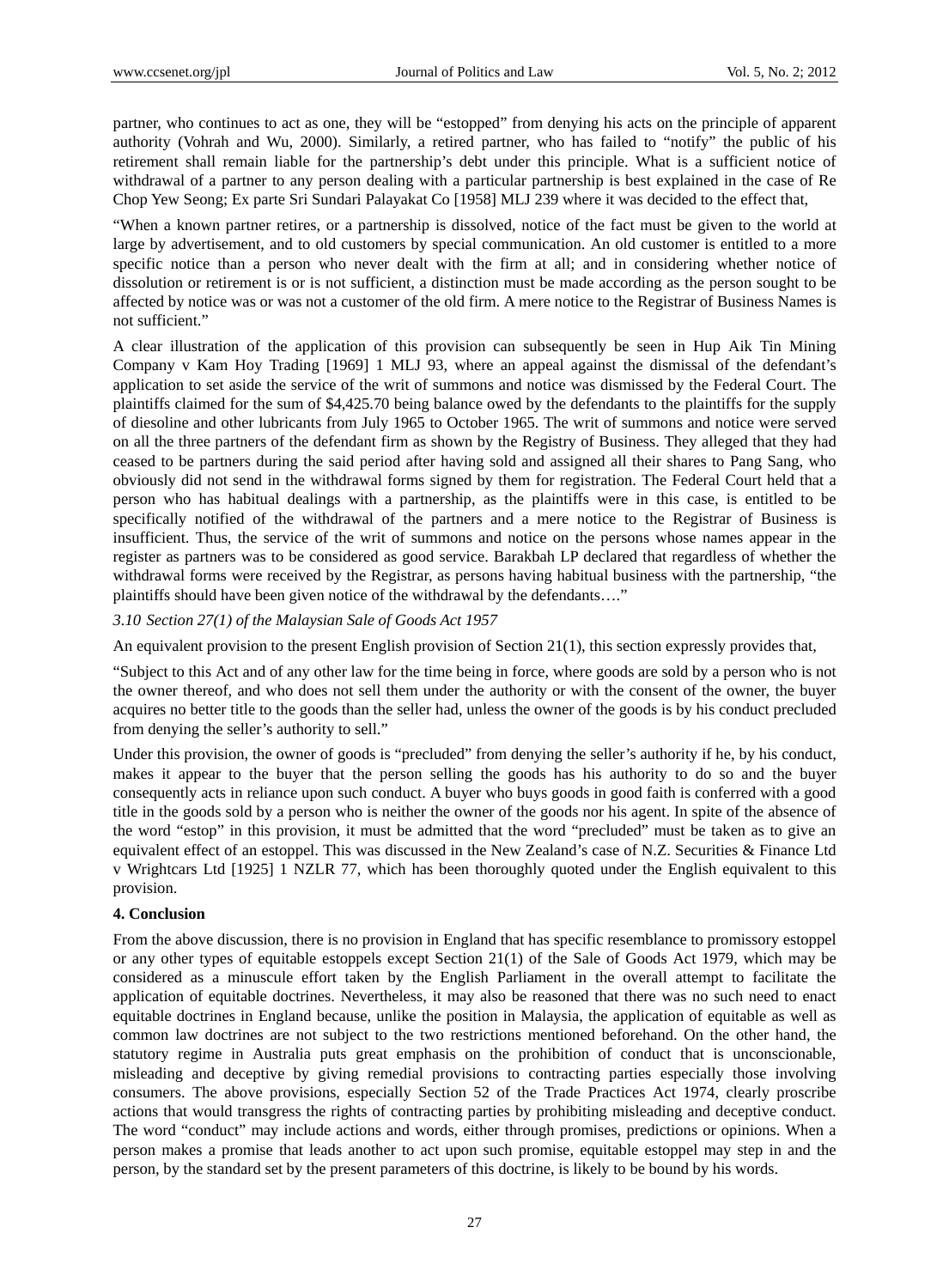partner, who continues to act as one, they will be "estopped" from denying his acts on the principle of apparent authority (Vohrah and Wu, 2000). Similarly, a retired partner, who has failed to "notify" the public of his retirement shall remain liable for the partnership's debt under this principle. What is a sufficient notice of withdrawal of a partner to any person dealing with a particular partnership is best explained in the case of Re Chop Yew Seong; Ex parte Sri Sundari Palayakat Co [1958] MLJ 239 where it was decided to the effect that,

"When a known partner retires, or a partnership is dissolved, notice of the fact must be given to the world at large by advertisement, and to old customers by special communication. An old customer is entitled to a more specific notice than a person who never dealt with the firm at all; and in considering whether notice of dissolution or retirement is or is not sufficient, a distinction must be made according as the person sought to be affected by notice was or was not a customer of the old firm. A mere notice to the Registrar of Business Names is not sufficient."

A clear illustration of the application of this provision can subsequently be seen in Hup Aik Tin Mining Company v Kam Hoy Trading [1969] 1 MLJ 93, where an appeal against the dismissal of the defendant's application to set aside the service of the writ of summons and notice was dismissed by the Federal Court. The plaintiffs claimed for the sum of $4,425.70 being balance owed by the defendants to the plaintiffs for the supply of diesoline and other lubricants from July 1965 to October 1965. The writ of summons and notice were served on all the three partners of the defendant firm as shown by the Registry of Business. They alleged that they had ceased to be partners during the said period after having sold and assigned all their shares to Pang Sang, who obviously did not send in the withdrawal forms signed by them for registration. The Federal Court held that a person who has habitual dealings with a partnership, as the plaintiffs were in this case, is entitled to be specifically notified of the withdrawal of the partners and a mere notice to the Registrar of Business is insufficient. Thus, the service of the writ of summons and notice on the persons whose names appear in the register as partners was to be considered as good service. Barakbah LP declared that regardless of whether the withdrawal forms were received by the Registrar, as persons having habitual business with the partnership, "the plaintiffs should have been given notice of the withdrawal by the defendants…."

*3.10 Section 27(1) of the Malaysian Sale of Goods Act 1957*

An equivalent provision to the present English provision of Section 21(1), this section expressly provides that,

"Subject to this Act and of any other law for the time being in force, where goods are sold by a person who is not the owner thereof, and who does not sell them under the authority or with the consent of the owner, the buyer acquires no better title to the goods than the seller had, unless the owner of the goods is by his conduct precluded from denying the seller's authority to sell."

Under this provision, the owner of goods is "precluded" from denying the seller's authority if he, by his conduct, makes it appear to the buyer that the person selling the goods has his authority to do so and the buyer consequently acts in reliance upon such conduct. A buyer who buys goods in good faith is conferred with a good title in the goods sold by a person who is neither the owner of the goods nor his agent. In spite of the absence of the word "estop" in this provision, it must be admitted that the word "precluded" must be taken as to give an equivalent effect of an estoppel. This was discussed in the New Zealand's case of N.Z. Securities & Finance Ltd v Wrightcars Ltd [1925] 1 NZLR 77, which has been thoroughly quoted under the English equivalent to this provision.

**4. Conclusion**

From the above discussion, there is no provision in England that has specific resemblance to promissory estoppel or any other types of equitable estoppels except Section 21(1) of the Sale of Goods Act 1979, which may be considered as a minuscule effort taken by the English Parliament in the overall attempt to facilitate the application of equitable doctrines. Nevertheless, it may also be reasoned that there was no such need to enact equitable doctrines in England because, unlike the position in Malaysia, the application of equitable as well as common law doctrines are not subject to the two restrictions mentioned beforehand. On the other hand, the statutory regime in Australia puts great emphasis on the prohibition of conduct that is unconscionable, misleading and deceptive by giving remedial provisions to contracting parties especially those involving consumers. The above provisions, especially Section 52 of the Trade Practices Act 1974, clearly proscribe actions that would transgress the rights of contracting parties by prohibiting misleading and deceptive conduct. The word "conduct" may include actions and words, either through promises, predictions or opinions. When a person makes a promise that leads another to act upon such promise, equitable estoppel may step in and the person, by the standard set by the present parameters of this doctrine, is likely to be bound by his words.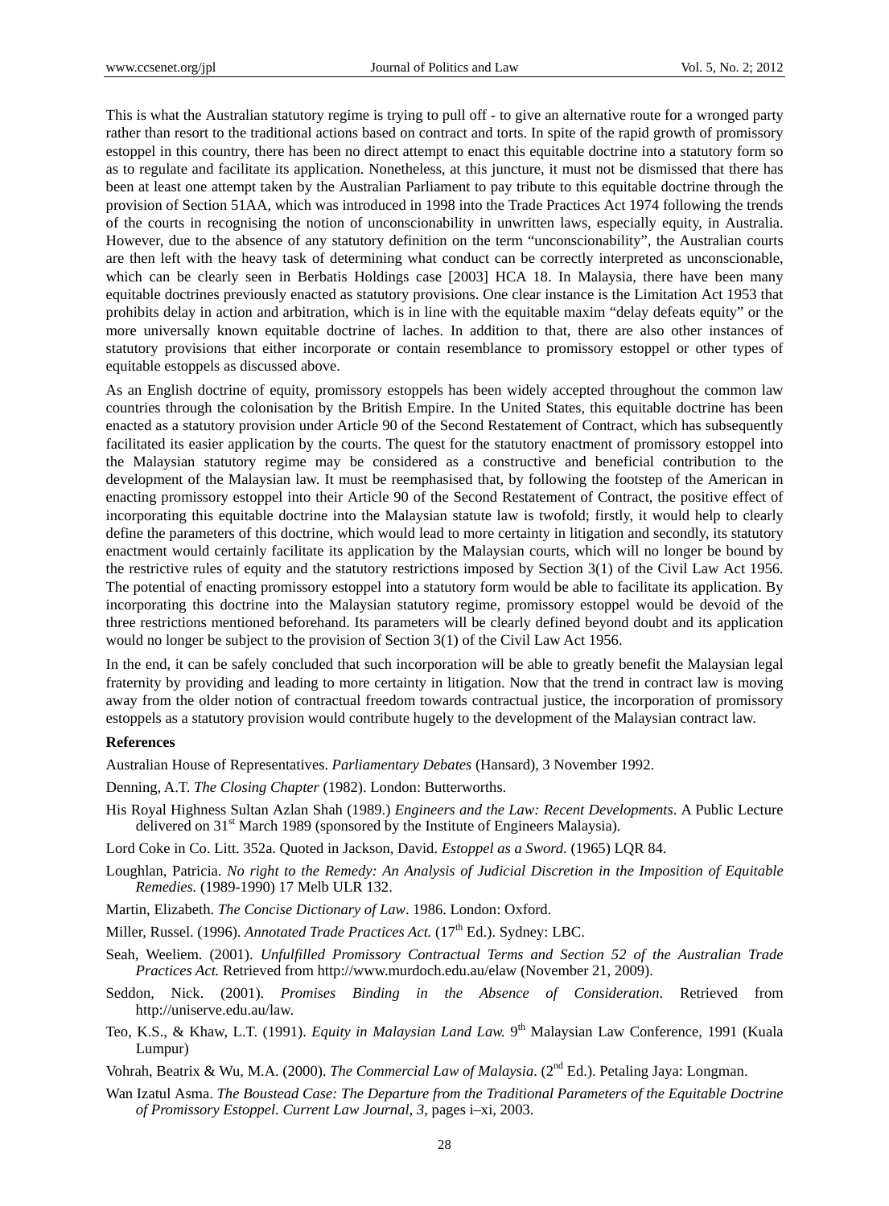This is what the Australian statutory regime is trying to pull off - to give an alternative route for a wronged party rather than resort to the traditional actions based on contract and torts. In spite of the rapid growth of promissory estoppel in this country, there has been no direct attempt to enact this equitable doctrine into a statutory form so as to regulate and facilitate its application. Nonetheless, at this juncture, it must not be dismissed that there has been at least one attempt taken by the Australian Parliament to pay tribute to this equitable doctrine through the provision of Section 51AA, which was introduced in 1998 into the Trade Practices Act 1974 following the trends of the courts in recognising the notion of unconscionability in unwritten laws, especially equity, in Australia. However, due to the absence of any statutory definition on the term "unconscionability", the Australian courts are then left with the heavy task of determining what conduct can be correctly interpreted as unconscionable, which can be clearly seen in Berbatis Holdings case [2003] HCA 18. In Malaysia, there have been many equitable doctrines previously enacted as statutory provisions. One clear instance is the Limitation Act 1953 that prohibits delay in action and arbitration, which is in line with the equitable maxim "delay defeats equity" or the more universally known equitable doctrine of laches. In addition to that, there are also other instances of statutory provisions that either incorporate or contain resemblance to promissory estoppel or other types of equitable estoppels as discussed above.

As an English doctrine of equity, promissory estoppels has been widely accepted throughout the common law countries through the colonisation by the British Empire. In the United States, this equitable doctrine has been enacted as a statutory provision under Article 90 of the Second Restatement of Contract, which has subsequently facilitated its easier application by the courts. The quest for the statutory enactment of promissory estoppel into the Malaysian statutory regime may be considered as a constructive and beneficial contribution to the development of the Malaysian law. It must be reemphasised that, by following the footstep of the American in enacting promissory estoppel into their Article 90 of the Second Restatement of Contract, the positive effect of incorporating this equitable doctrine into the Malaysian statute law is twofold; firstly, it would help to clearly define the parameters of this doctrine, which would lead to more certainty in litigation and secondly, its statutory enactment would certainly facilitate its application by the Malaysian courts, which will no longer be bound by the restrictive rules of equity and the statutory restrictions imposed by Section 3(1) of the Civil Law Act 1956. The potential of enacting promissory estoppel into a statutory form would be able to facilitate its application. By incorporating this doctrine into the Malaysian statutory regime, promissory estoppel would be devoid of the three restrictions mentioned beforehand. Its parameters will be clearly defined beyond doubt and its application would no longer be subject to the provision of Section 3(1) of the Civil Law Act 1956.

In the end, it can be safely concluded that such incorporation will be able to greatly benefit the Malaysian legal fraternity by providing and leading to more certainty in litigation. Now that the trend in contract law is moving away from the older notion of contractual freedom towards contractual justice, the incorporation of promissory estoppels as a statutory provision would contribute hugely to the development of the Malaysian contract law.

## References

Australian House of Representatives. *Parliamentary Debates* (Hansard), 3 November 1992.

Denning, A.T. *The Closing Chapter* (1982). London: Butterworths.

His Royal Highness Sultan Azlan Shah (1989.) *Engineers and the Law: Recent Developments*. A Public Lecture delivered on 31st March 1989 (sponsored by the Institute of Engineers Malaysia).

Lord Coke in Co. Litt. 352a. Quoted in Jackson, David. *Estoppel as a Sword.* (1965) LQR 84.

Loughlan, Patricia. *No right to the Remedy: An Analysis of Judicial Discretion in the Imposition of Equitable Remedies.* (1989-1990) 17 Melb ULR 132.

Martin, Elizabeth. *The Concise Dictionary of Law*. 1986. London: Oxford.

Miller, Russel. (1996). *Annotated Trade Practices Act.* (17th Ed.). Sydney: LBC.

Seah, Weeliem. (2001). *Unfulfilled Promissory Contractual Terms and Section 52 of the Australian Trade Practices Act.* Retrieved from http://www.murdoch.edu.au/elaw (November 21, 2009).

Seddon, Nick. (2001). *Promises Binding in the Absence of Consideration*. Retrieved from http://uniserve.edu.au/law.

Teo, K.S., & Khaw, L.T. (1991). *Equity in Malaysian Land Law.* 9th Malaysian Law Conference, 1991 (Kuala Lumpur)

Vohrah, Beatrix & Wu, M.A. (2000). *The Commercial Law of Malaysia*. (2nd Ed.). Petaling Jaya: Longman.

Wan Izatul Asma. *The Boustead Case: The Departure from the Traditional Parameters of the Equitable Doctrine of Promissory Estoppel. Current Law Journal, 3*, pages i–xi, 2003.